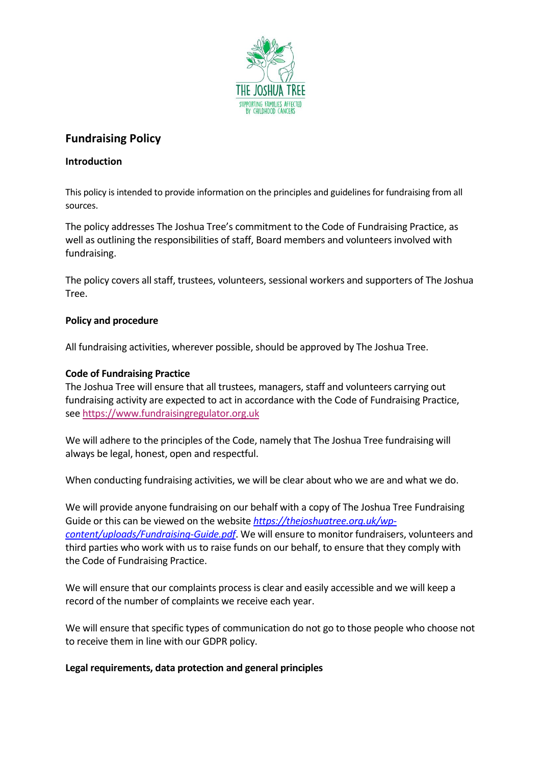# Fundraising Policy

## Introduction

This policy is intended to provide information on the principles and guidelines for fundraising from all sources.

The policy addresses The Joshua Tree's commitment to the Code of Fundraising Practice, as well as outlining the responsibilities of staff, Board members and volunteers involved with fundraising.

The policy covers all staff, trustees, volunteers, sessional workers and supporters of The Joshua Tree.

## Policy and procedure

All fundraising activities, wherever possible, should be approved by The Joshua Tree.

### Code of Fundraising Practice

The Joshua Tree will ensure that all trustees, managers, staff and volunteers carrying out fundraising activity are expected to act in accordance with the Code of Fundraising Practice, see https://www.fundraisingregulator.org.uk

We will adhere to the principles of the Code, namely that The Joshua Tree fundraising will always be legal, honest, open and respectful.

When conducting fundraising activities, we will be clear about who we are and what we do.

We will provide anyone fundraising on our behalf with a copy of The Joshua Tree Fundraising Guide or this can be viewed on the website *https://thejoshuatree.org.uk/wp-content/uploads/Fundraising-Guide.pdf*. We will ensure to monitor fundraisers, volunteers and third parties who work with us to raise funds on our behalf, to ensure that they comply with the Code of Fundraising Practice.

We will ensure that our complaints process is clear and easily accessible and we will keep a record of the number of complaints we receive each year.

We will ensure that specific types of communication do not go to those people who choose not to receive them in line with our GDPR policy.

### Legal requirements, data protection and general principles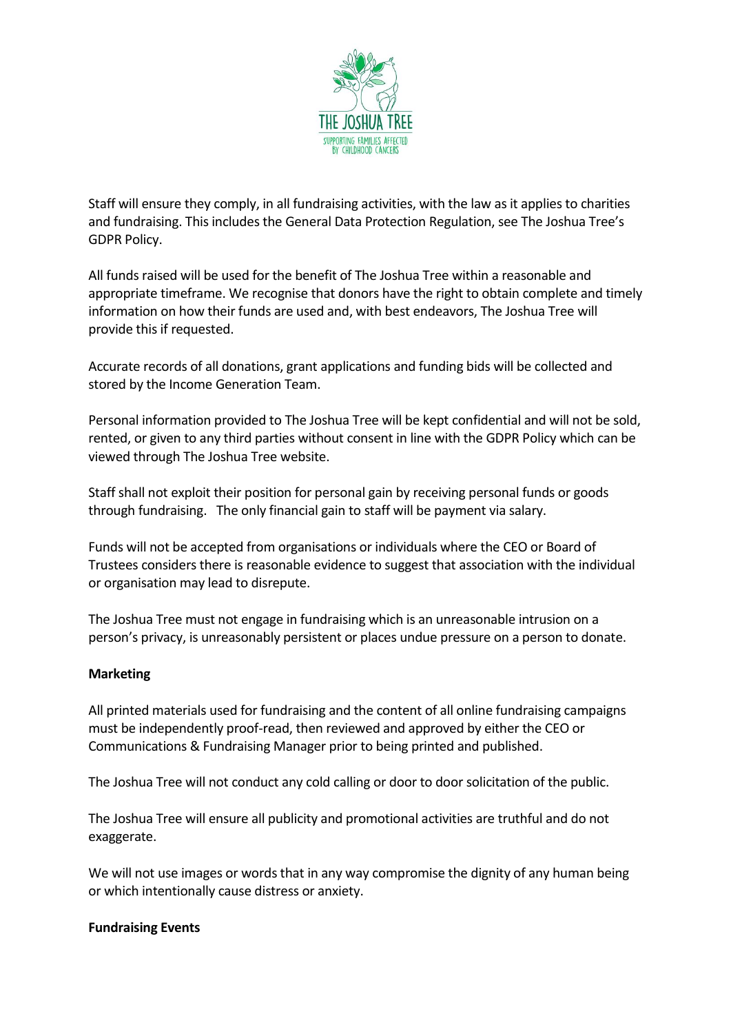Staff will ensure they comply, in all fundraising activities, with the law as it applies to charities and fundraising. This includes the General Data Protection Regulation, see The Joshua Tree's GDPR Policy.

All funds raised will be used for the benefit of The Joshua Tree within a reasonable and appropriate timeframe. We recognise that donors have the right to obtain complete and timely information on how their funds are used and, with best endeavors, The Joshua Tree will provide this if requested.

Accurate records of all donations, grant applications and funding bids will be collected and stored by the Income Generation Team.

Personal information provided to The Joshua Tree will be kept confidential and will not be sold, rented, or given to any third parties without consent in line with the GDPR Policy which can be viewed through The Joshua Tree website.

Staff shall not exploit their position for personal gain by receiving personal funds or goods through fundraising. The only financial gain to staff will be payment via salary.

Funds will not be accepted from organisations or individuals where the CEO or Board of Trustees considers there is reasonable evidence to suggest that association with the individual or organisation may lead to disrepute.

The Joshua Tree must not engage in fundraising which is an unreasonable intrusion on a person's privacy, is unreasonably persistent or places undue pressure on a person to donate.

**Marketing**

All printed materials used for fundraising and the content of all online fundraising campaigns must be independently proof-read, then reviewed and approved by either the CEO or Communications & Fundraising Manager prior to being printed and published.

The Joshua Tree will not conduct any cold calling or door to door solicitation of the public.

The Joshua Tree will ensure all publicity and promotional activities are truthful and do not exaggerate.

We will not use images or words that in any way compromise the dignity of any human being or which intentionally cause distress or anxiety.

**Fundraising Events**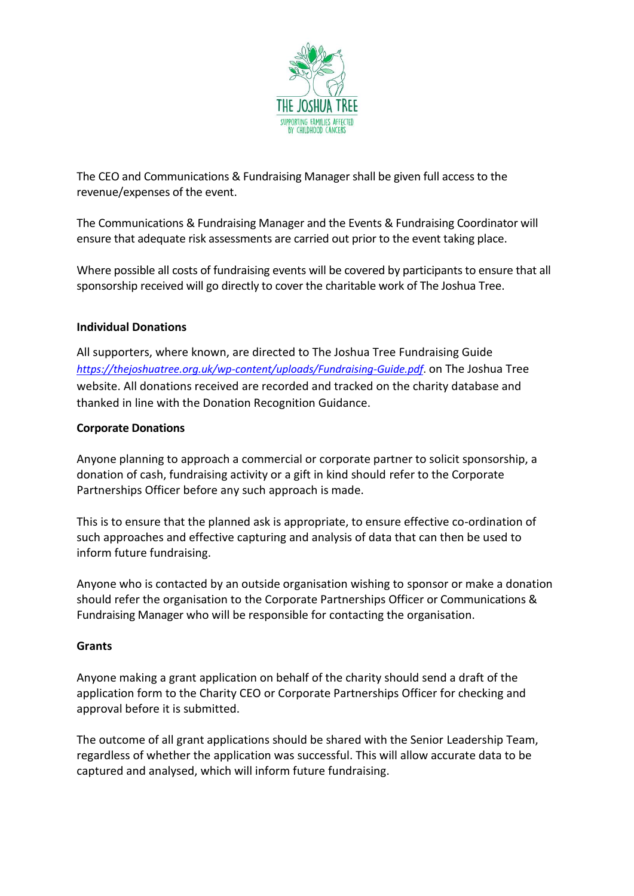The CEO and Communications & Fundraising Manager shall be given full access to the revenue/expenses of the event.

The Communications & Fundraising Manager and the Events & Fundraising Coordinator will ensure that adequate risk assessments are carried out prior to the event taking place.

Where possible all costs of fundraising events will be covered by participants to ensure that all sponsorship received will go directly to cover the charitable work of The Joshua Tree.

**Individual Donations**

All supporters, where known, are directed to The Joshua Tree Fundraising Guide *https://thejoshuatree.org.uk/wp-content/uploads/Fundraising-Guide.pdf*. on The Joshua Tree website. All donations received are recorded and tracked on the charity database and thanked in line with the Donation Recognition Guidance.

**Corporate Donations**

Anyone planning to approach a commercial or corporate partner to solicit sponsorship, a donation of cash, fundraising activity or a gift in kind should refer to the Corporate Partnerships Officer before any such approach is made.

This is to ensure that the planned ask is appropriate, to ensure effective co-ordination of such approaches and effective capturing and analysis of data that can then be used to inform future fundraising.

Anyone who is contacted by an outside organisation wishing to sponsor or make a donation should refer the organisation to the Corporate Partnerships Officer or Communications & Fundraising Manager who will be responsible for contacting the organisation.

**Grants**

Anyone making a grant application on behalf of the charity should send a draft of the application form to the Charity CEO or Corporate Partnerships Officer for checking and approval before it is submitted.

The outcome of all grant applications should be shared with the Senior Leadership Team, regardless of whether the application was successful. This will allow accurate data to be captured and analysed, which will inform future fundraising.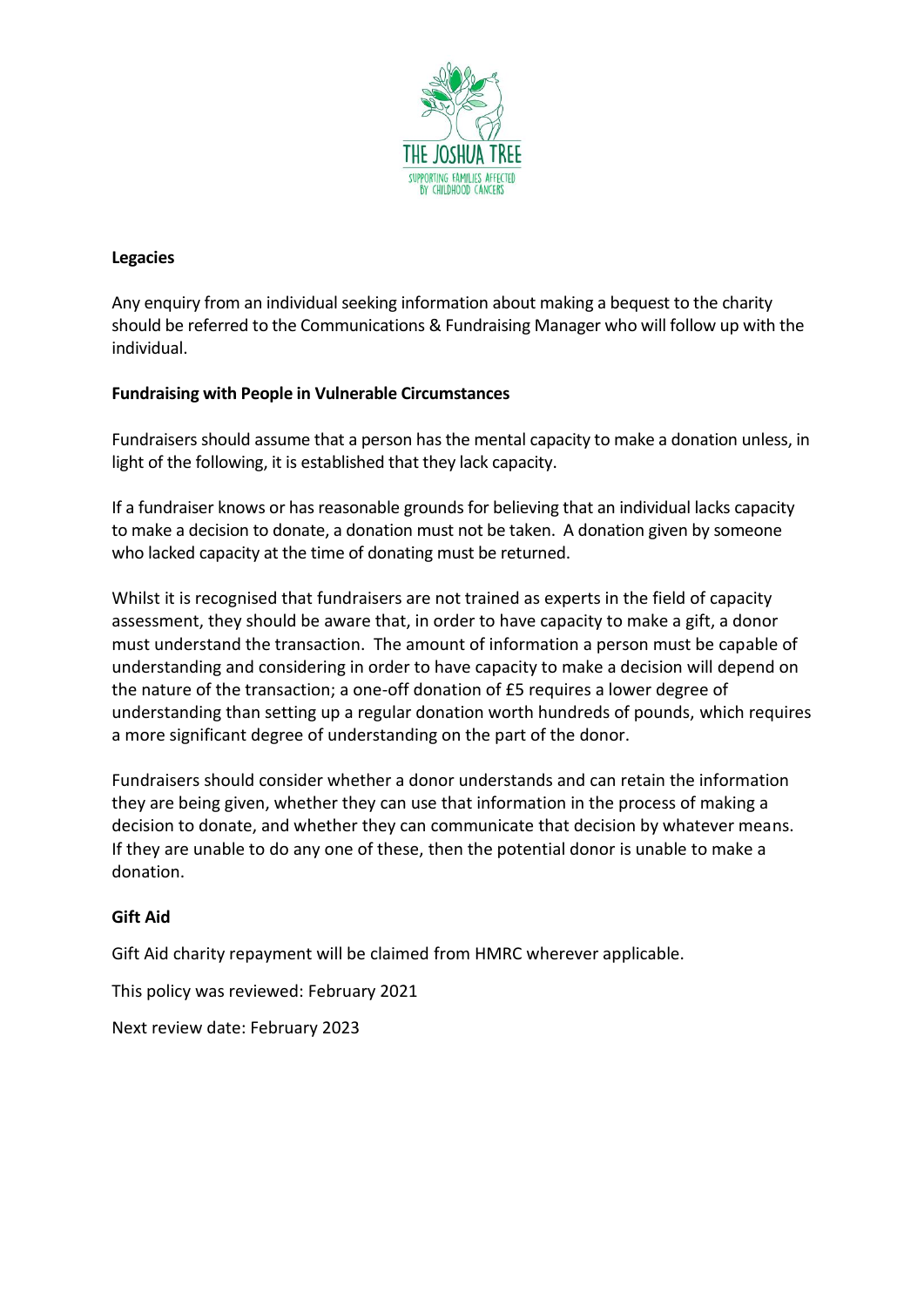**Legacies**

Any enquiry from an individual seeking information about making a bequest to the charity should be referred to the Communications & Fundraising Manager who will follow up with the individual.

**Fundraising with People in Vulnerable Circumstances**

Fundraisers should assume that a person has the mental capacity to make a donation unless, in light of the following, it is established that they lack capacity.

If a fundraiser knows or has reasonable grounds for believing that an individual lacks capacity to make a decision to donate, a donation must not be taken. A donation given by someone who lacked capacity at the time of donating must be returned.

Whilst it is recognised that fundraisers are not trained as experts in the field of capacity assessment, they should be aware that, in order to have capacity to make a gift, a donor must understand the transaction. The amount of information a person must be capable of understanding and considering in order to have capacity to make a decision will depend on the nature of the transaction; a one-off donation of £5 requires a lower degree of understanding than setting up a regular donation worth hundreds of pounds, which requires a more significant degree of understanding on the part of the donor.

Fundraisers should consider whether a donor understands and can retain the information they are being given, whether they can use that information in the process of making a decision to donate, and whether they can communicate that decision by whatever means. If they are unable to do any one of these, then the potential donor is unable to make a donation.

**Gift Aid**

Gift Aid charity repayment will be claimed from HMRC wherever applicable.

This policy was reviewed: February 2021

Next review date: February 2023